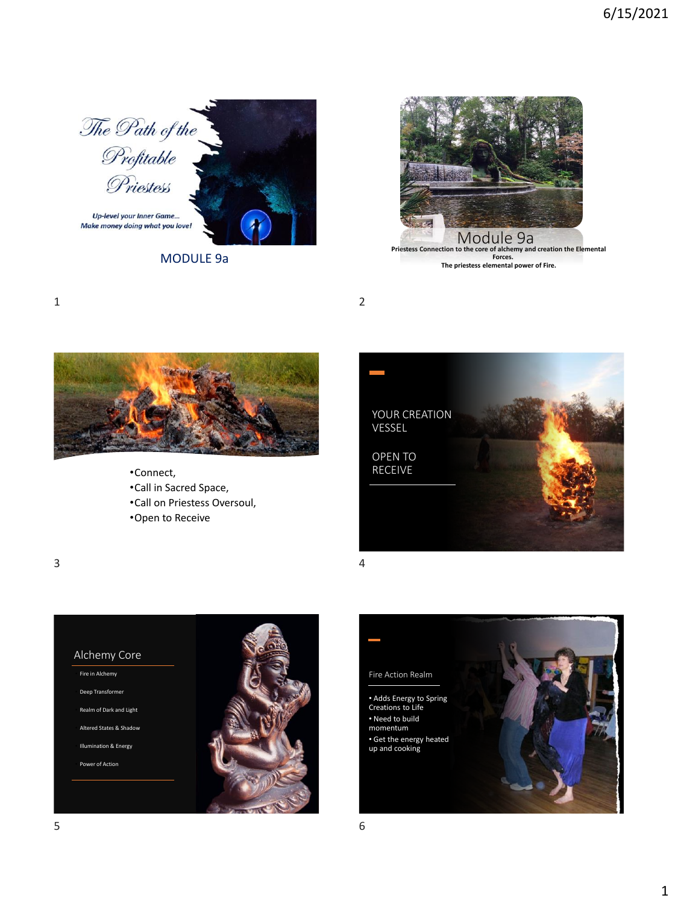## The Path of the Profitable Priestess

*Up-level your Inner Game... Make money doing what you love!*

MODULE 9a

---

## Module 9a

**Priestess Connection to the core of alchemy and creation the Elemental Forces.**

**The priestess elemental power of Fire.**

---

- Connect,
- Call in Sacred Space,
- Call on Priestess Oversoul,
- Open to Receive

---

YOUR CREATION VESSEL

OPEN TO RECEIVE

---

### Alchemy Core

- Fire in Alchemy
- Deep Transformer
- Realm of Dark and Light
- Altered States & Shadow
- Illumination & Energy
- Power of Action

---

### Fire Action Realm

- Adds Energy to Spring Creations to Life
- Need to build momentum
- Get the energy heated up and cooking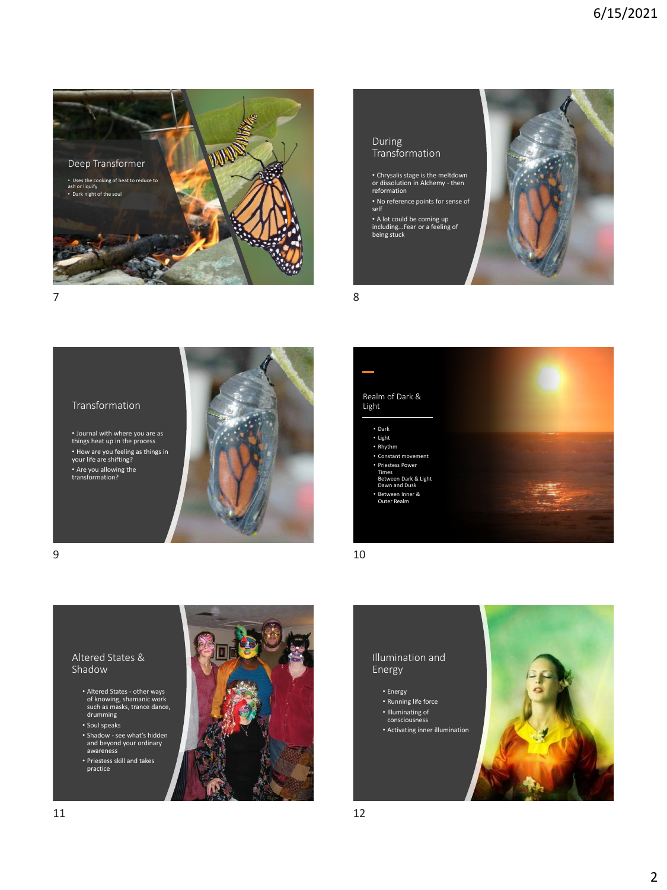## Deep Transformer

- Uses the cooking of heat to reduce to ash or liquify
- Dark night of the soul

## During Transformation

- Chrysalis stage is the meltdown or dissolution in Alchemy - then reformation
- No reference points for sense of self
- A lot could be coming up including…Fear or a feeling of being stuck

## Transformation

- Journal with where you are as things heat up in the process
- How are you feeling as things in your life are shifting?
- Are you allowing the transformation?

## Realm of Dark & Light

- Dark
- Light
- Rhythm
- Constant movement
- Priestess Power Times Between Dark & Light Dawn and Dusk
- Between Inner & Outer Realm

## Altered States & Shadow

- Altered States - other ways of knowing, shamanic work such as masks, trance dance, drumming
- Soul speaks
- Shadow - see what's hidden and beyond your ordinary awareness
- Priestess skill and takes practice

## Illumination and Energy

- Energy
- Running life force
- Illuminating of consciousness
- Activating inner illumination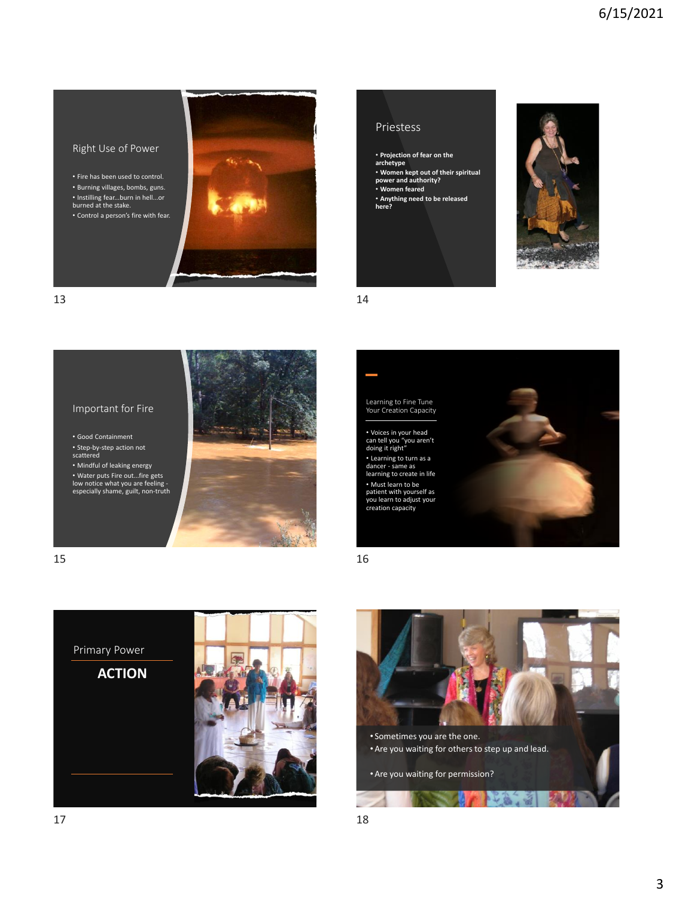## Right Use of Power

- Fire has been used to control.
- Burning villages, bombs, guns.
- Instilling fear…burn in hell…or burned at the stake.
- Control a person's fire with fear.

## Priestess

- **Projection of fear on the archetype**
- **Women kept out of their spiritual power and authority?**
- **Women feared**
- **Anything need to be released here?**

## Important for Fire

- Good Containment
- Step-by-step action not scattered
- Mindful of leaking energy
- Water puts Fire out…fire gets low notice what you are feeling - especially shame, guilt, non-truth

## Learning to Fine Tune Your Creation Capacity

- Voices in your head can tell you "you aren't doing it right"
- Learning to turn as a dancer - same as learning to create in life
- Must learn to be patient with yourself as you learn to adjust your creation capacity

## Primary Power

**ACTION**

- Sometimes you are the one.
- Are you waiting for others to step up and lead.
- Are you waiting for permission?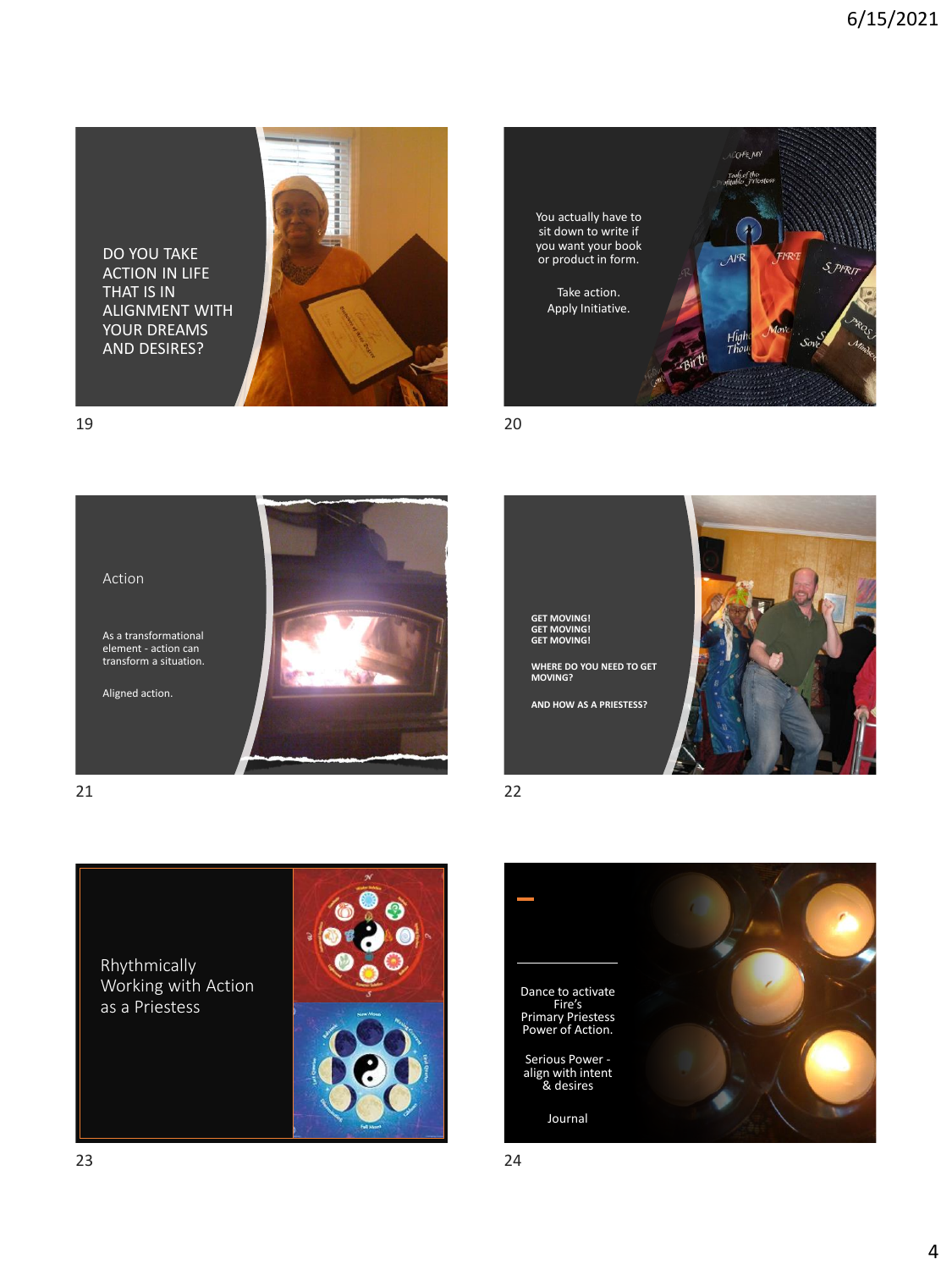DO YOU TAKE ACTION IN LIFE THAT IS IN ALIGNMENT WITH YOUR DREAMS AND DESIRES?

You actually have to sit down to write if you want your book or product in form.

Take action.
Apply Initiative.

Action

As a transformational element - action can transform a situation.

Aligned action.

GET MOVING!
GET MOVING!
GET MOVING!

WHERE DO YOU NEED TO GET MOVING?

AND HOW AS A PRIESTESS?

Rhythmically Working with Action as a Priestess

Dance to activate Fire's Primary Priestess Power of Action.

Serious Power - align with intent & desires

Journal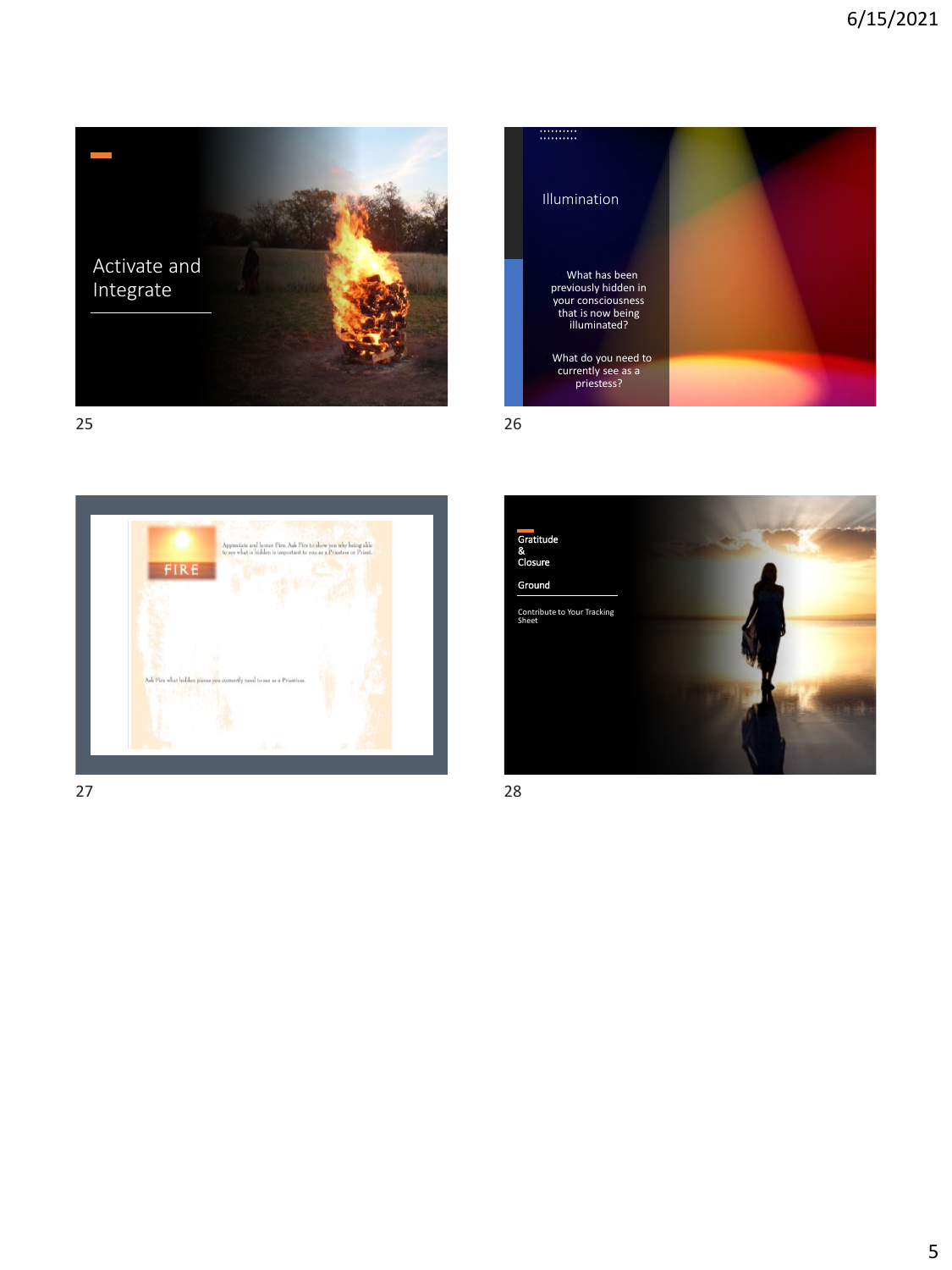Activate and Integrate

Illumination

What has been previously hidden in your consciousness that is now being illuminated?

What do you need to currently see as a priestess?

FIRE

Appreciate and honor Fire. Ask Fire to show you why being able to see what is hidden is important to you as a Priestess or Priest.

Ask Fire what hidden pieces you currently need to see as a Priest/ess.

Gratitude & Closure

Ground

Contribute to Your Tracking Sheet